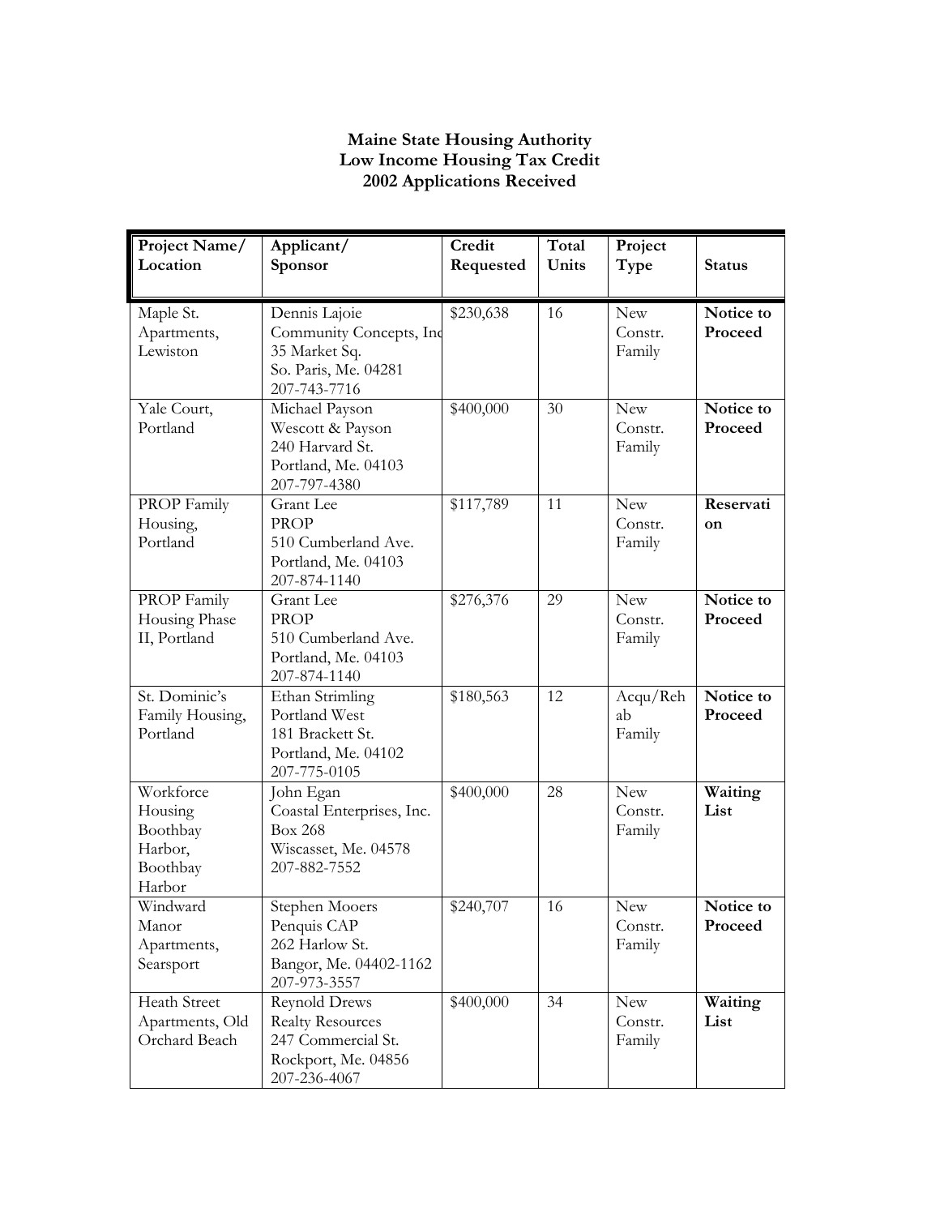**Maine State Housing Authority**
**Low Income Housing Tax Credit**
**2002 Applications Received**

| Project Name/ Location | Applicant/ Sponsor | Credit Requested | Total Units | Project Type | Status |
|---|---|---|---|---|---|
| Maple St. Apartments, Lewiston | Dennis Lajoie<br>Community Concepts, Inc<br>35 Market Sq.<br>So. Paris, Me. 04281<br>207-743-7716 | $230,638 | 16 | New Constr. Family | **Notice to Proceed** |
| Yale Court, Portland | Michael Payson<br>Wescott & Payson<br>240 Harvard St.<br>Portland, Me. 04103<br>207-797-4380 | $400,000 | 30 | New Constr. Family | **Notice to Proceed** |
| PROP Family Housing, Portland | Grant Lee<br>PROP<br>510 Cumberland Ave.<br>Portland, Me. 04103<br>207-874-1140 | $117,789 | 11 | New Constr. Family | **Reservation** |
| PROP Family Housing Phase II, Portland | Grant Lee<br>PROP<br>510 Cumberland Ave.<br>Portland, Me. 04103<br>207-874-1140 | $276,376 | 29 | New Constr. Family | **Notice to Proceed** |
| St. Dominic's Family Housing, Portland | Ethan Strimling<br>Portland West<br>181 Brackett St.<br>Portland, Me. 04102<br>207-775-0105 | $180,563 | 12 | Acqu/Rehab Family | **Notice to Proceed** |
| Workforce Housing Boothbay Harbor, Boothbay Harbor | John Egan<br>Coastal Enterprises, Inc.<br>Box 268<br>Wiscasset, Me. 04578<br>207-882-7552 | $400,000 | 28 | New Constr. Family | **Waiting List** |
| Windward Manor Apartments, Searsport | Stephen Mooers<br>Penquis CAP<br>262 Harlow St.<br>Bangor, Me. 04402-1162<br>207-973-3557 | $240,707 | 16 | New Constr. Family | **Notice to Proceed** |
| Heath Street Apartments, Old Orchard Beach | Reynold Drews<br>Realty Resources<br>247 Commercial St.<br>Rockport, Me. 04856<br>207-236-4067 | $400,000 | 34 | New Constr. Family | **Waiting List** |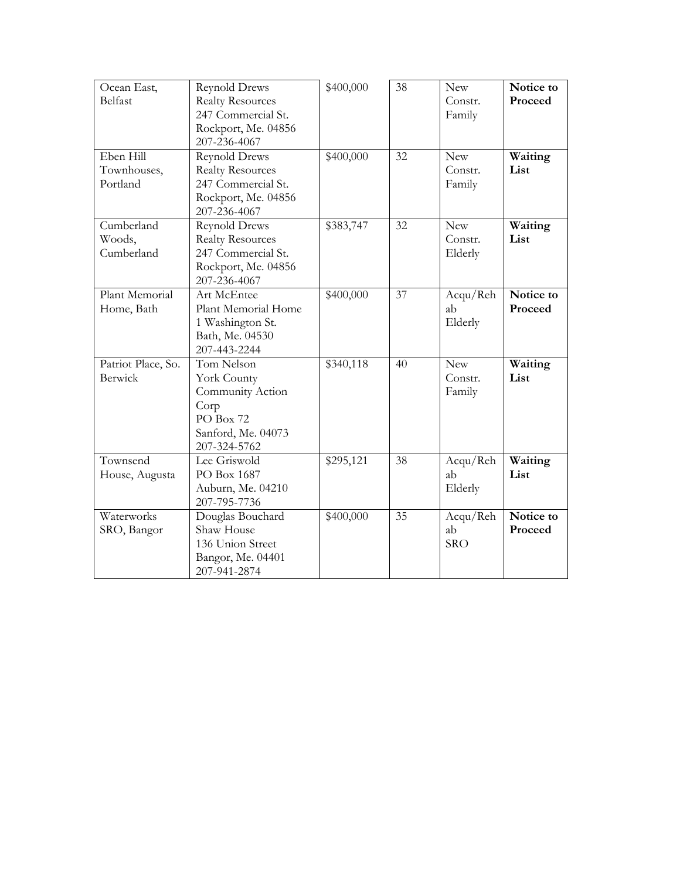| | | | | | |
|---|---|---|---|---|---|
| Ocean East, Belfast | Reynold Drews Realty Resources 247 Commercial St. Rockport, Me. 04856 207-236-4067 | \$400,000 | 38 | New Constr. Family | **Notice to Proceed** |
| Eben Hill Townhouses, Portland | Reynold Drews Realty Resources 247 Commercial St. Rockport, Me. 04856 207-236-4067 | \$400,000 | 32 | New Constr. Family | **Waiting List** |
| Cumberland Woods, Cumberland | Reynold Drews Realty Resources 247 Commercial St. Rockport, Me. 04856 207-236-4067 | \$383,747 | 32 | New Constr. Elderly | **Waiting List** |
| Plant Memorial Home, Bath | Art McEntee Plant Memorial Home 1 Washington St. Bath, Me. 04530 207-443-2244 | \$400,000 | 37 | Acqu/Rehab Elderly | **Notice to Proceed** |
| Patriot Place, So. Berwick | Tom Nelson York County Community Action Corp PO Box 72 Sanford, Me. 04073 207-324-5762 | \$340,118 | 40 | New Constr. Family | **Waiting List** |
| Townsend House, Augusta | Lee Griswold PO Box 1687 Auburn, Me. 04210 207-795-7736 | \$295,121 | 38 | Acqu/Rehab Elderly | **Waiting List** |
| Waterworks SRO, Bangor | Douglas Bouchard Shaw House 136 Union Street Bangor, Me. 04401 207-941-2874 | \$400,000 | 35 | Acqu/Rehab SRO | **Notice to Proceed** |